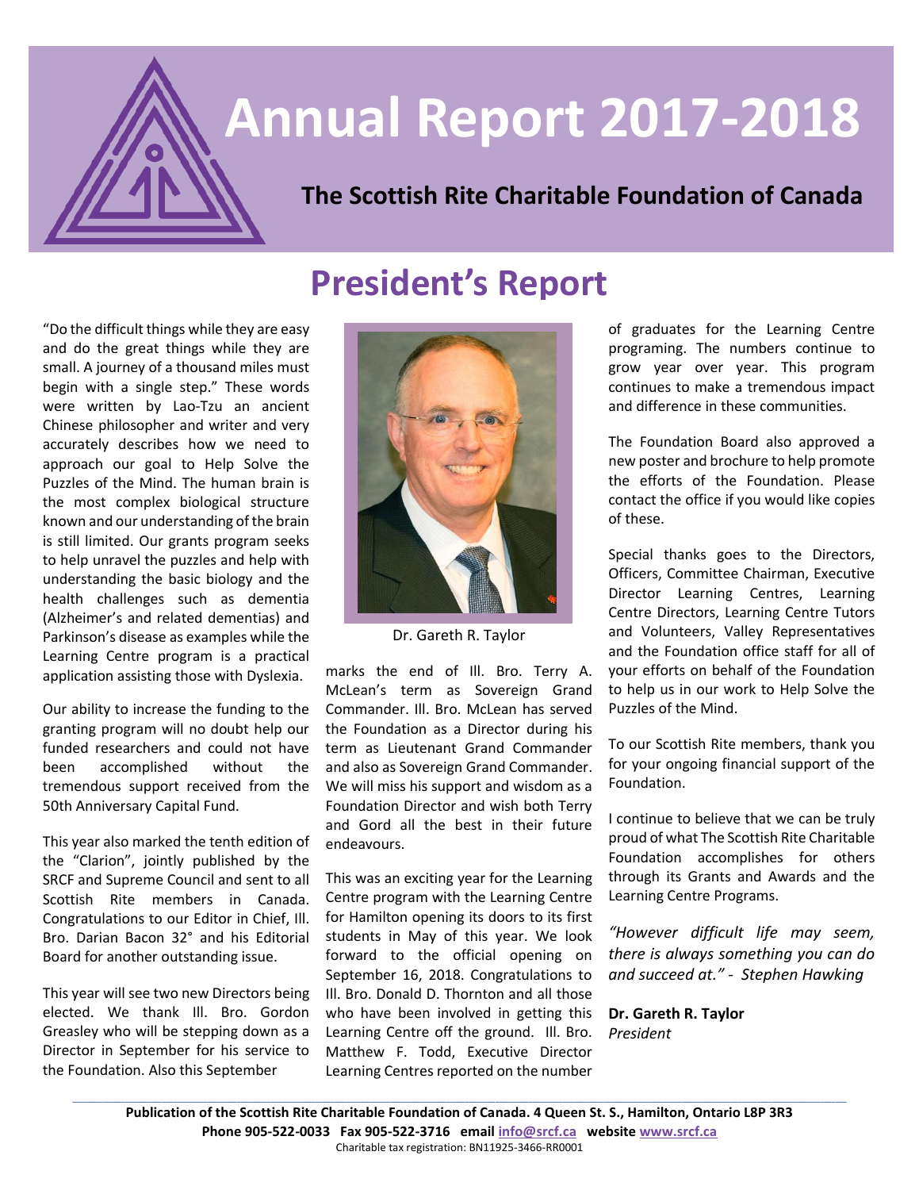# Annual Report 2017-2018

## The Scottish Rite Charitable Foundation of Canada

# President's Report

"Do the difficult things while they are easy and do the great things while they are small. A journey of a thousand miles must begin with a single step." These words were written by Lao-Tzu an ancient Chinese philosopher and writer and very accurately describes how we need to approach our goal to Help Solve the Puzzles of the Mind. The human brain is the most complex biological structure known and our understanding of the brain is still limited. Our grants program seeks to help unravel the puzzles and help with understanding the basic biology and the health challenges such as dementia (Alzheimer's and related dementias) and Parkinson's disease as examples while the Learning Centre program is a practical application assisting those with Dyslexia.

Our ability to increase the funding to the granting program will no doubt help our funded researchers and could not have been accomplished without the tremendous support received from the 50th Anniversary Capital Fund.

This year also marked the tenth edition of the "Clarion", jointly published by the SRCF and Supreme Council and sent to all Scottish Rite members in Canada. Congratulations to our Editor in Chief, Ill. Bro. Darian Bacon 32° and his Editorial Board for another outstanding issue.

This year will see two new Directors being elected. We thank Ill. Bro. Gordon Greasley who will be stepping down as a Director in September for his service to the Foundation. Also this September marks the end of Ill. Bro. Terry A. McLean's term as Sovereign Grand Commander. Ill. Bro. McLean has served the Foundation as a Director during his term as Lieutenant Grand Commander and also as Sovereign Grand Commander. We will miss his support and wisdom as a Foundation Director and wish both Terry and Gord all the best in their future endeavours.

Dr. Gareth R. Taylor

This was an exciting year for the Learning Centre program with the Learning Centre for Hamilton opening its doors to its first students in May of this year. We look forward to the official opening on September 16, 2018. Congratulations to Ill. Bro. Donald D. Thornton and all those who have been involved in getting this Learning Centre off the ground. Ill. Bro. Matthew F. Todd, Executive Director Learning Centres reported on the number of graduates for the Learning Centre programing. The numbers continue to grow year over year. This program continues to make a tremendous impact and difference in these communities.

The Foundation Board also approved a new poster and brochure to help promote the efforts of the Foundation. Please contact the office if you would like copies of these.

Special thanks goes to the Directors, Officers, Committee Chairman, Executive Director Learning Centres, Learning Centre Directors, Learning Centre Tutors and Volunteers, Valley Representatives and the Foundation office staff for all of your efforts on behalf of the Foundation to help us in our work to Help Solve the Puzzles of the Mind.

To our Scottish Rite members, thank you for your ongoing financial support of the Foundation.

I continue to believe that we can be truly proud of what The Scottish Rite Charitable Foundation accomplishes for others through its Grants and Awards and the Learning Centre Programs.

*"However difficult life may seem, there is always something you can do and succeed at." - Stephen Hawking*

**Dr. Gareth R. Taylor**
*President*

**Publication of the Scottish Rite Charitable Foundation of Canada. 4 Queen St. S., Hamilton, Ontario L8P 3R3**
**Phone 905-522-0033 Fax 905-522-3716 email info@srcf.ca website www.srcf.ca**
Charitable tax registration: BN11925-3466-RR0001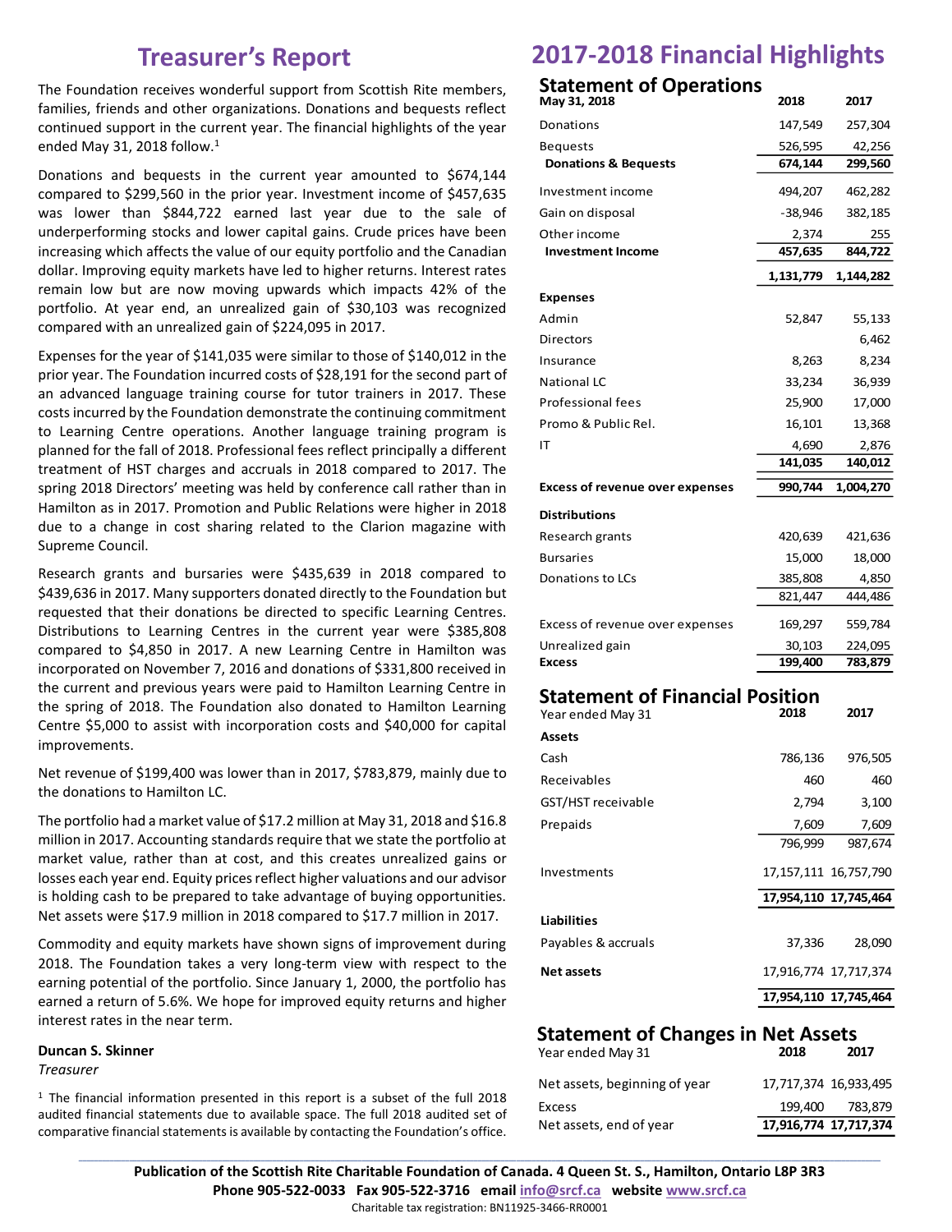# Treasurer's Report

The Foundation receives wonderful support from Scottish Rite members, families, friends and other organizations. Donations and bequests reflect continued support in the current year. The financial highlights of the year ended May 31, 2018 follow.[1]

Donations and bequests in the current year amounted to $674,144 compared to $299,560 in the prior year. Investment income of $457,635 was lower than $844,722 earned last year due to the sale of underperforming stocks and lower capital gains. Crude prices have been increasing which affects the value of our equity portfolio and the Canadian dollar. Improving equity markets have led to higher returns. Interest rates remain low but are now moving upwards which impacts 42% of the portfolio. At year end, an unrealized gain of $30,103 was recognized compared with an unrealized gain of $224,095 in 2017.

Expenses for the year of $141,035 were similar to those of $140,012 in the prior year. The Foundation incurred costs of $28,191 for the second part of an advanced language training course for tutor trainers in 2017. These costs incurred by the Foundation demonstrate the continuing commitment to Learning Centre operations. Another language training program is planned for the fall of 2018. Professional fees reflect principally a different treatment of HST charges and accruals in 2018 compared to 2017. The spring 2018 Directors' meeting was held by conference call rather than in Hamilton as in 2017. Promotion and Public Relations were higher in 2018 due to a change in cost sharing related to the Clarion magazine with Supreme Council.

Research grants and bursaries were $435,639 in 2018 compared to $439,636 in 2017. Many supporters donated directly to the Foundation but requested that their donations be directed to specific Learning Centres. Distributions to Learning Centres in the current year were $385,808 compared to $4,850 in 2017. A new Learning Centre in Hamilton was incorporated on November 7, 2016 and donations of $331,800 received in the current and previous years were paid to Hamilton Learning Centre in the spring of 2018. The Foundation also donated to Hamilton Learning Centre $5,000 to assist with incorporation costs and $40,000 for capital improvements.

Net revenue of $199,400 was lower than in 2017, $783,879, mainly due to the donations to Hamilton LC.

The portfolio had a market value of $17.2 million at May 31, 2018 and $16.8 million in 2017. Accounting standards require that we state the portfolio at market value, rather than at cost, and this creates unrealized gains or losses each year end. Equity prices reflect higher valuations and our advisor is holding cash to be prepared to take advantage of buying opportunities. Net assets were $17.9 million in 2018 compared to $17.7 million in 2017.

Commodity and equity markets have shown signs of improvement during 2018. The Foundation takes a very long-term view with respect to the earning potential of the portfolio. Since January 1, 2000, the portfolio has earned a return of 5.6%. We hope for improved equity returns and higher interest rates in the near term.

**Duncan S. Skinner**
*Treasurer*

[1] The financial information presented in this report is a subset of the full 2018 audited financial statements due to available space. The full 2018 audited set of comparative financial statements is available by contacting the Foundation's office.

# 2017-2018 Financial Highlights

## Statement of Operations

| May 31, 2018 | 2018 | 2017 |
|---|---|---|
| Donations | 147,549 | 257,304 |
| Bequests | 526,595 | 42,256 |
| **Donations & Bequests** | **674,144** | **299,560** |
| Investment income | 494,207 | 462,282 |
| Gain on disposal | -38,946 | 382,185 |
| Other income | 2,374 | 255 |
| **Investment Income** | **457,635** | **844,722** |
| | **1,131,779** | **1,144,282** |
| **Expenses** | | |
| Admin | 52,847 | 55,133 |
| Directors | | 6,462 |
| Insurance | 8,263 | 8,234 |
| National LC | 33,234 | 36,939 |
| Professional fees | 25,900 | 17,000 |
| Promo & Public Rel. | 16,101 | 13,368 |
| IT | 4,690 | 2,876 |
| | **141,035** | **140,012** |
| **Excess of revenue over expenses** | **990,744** | **1,004,270** |
| **Distributions** | | |
| Research grants | 420,639 | 421,636 |
| Bursaries | 15,000 | 18,000 |
| Donations to LCs | 385,808 | 4,850 |
| | 821,447 | 444,486 |
| Excess of revenue over expenses | 169,297 | 559,784 |
| Unrealized gain | 30,103 | 224,095 |
| **Excess** | **199,400** | **783,879** |

## Statement of Financial Position

| Year ended May 31 | 2018 | 2017 |
|---|---|---|
| **Assets** | | |
| Cash | 786,136 | 976,505 |
| Receivables | 460 | 460 |
| GST/HST receivable | 2,794 | 3,100 |
| Prepaids | 7,609 | 7,609 |
| | 796,999 | 987,674 |
| Investments | 17,157,111 | 16,757,790 |
| | **17,954,110** | **17,745,464** |
| **Liabilities** | | |
| Payables & accruals | 37,336 | 28,090 |
| **Net assets** | 17,916,774 | 17,717,374 |
| | **17,954,110** | **17,745,464** |

## Statement of Changes in Net Assets

| Year ended May 31 | 2018 | 2017 |
|---|---|---|
| Net assets, beginning of year | 17,717,374 | 16,933,495 |
| Excess | 199,400 | 783,879 |
| Net assets, end of year | **17,916,774** | **17,717,374** |

**Publication of the Scottish Rite Charitable Foundation of Canada. 4 Queen St. S., Hamilton, Ontario L8P 3R3**
**Phone 905-522-0033 Fax 905-522-3716 email info@srcf.ca website www.srcf.ca**
Charitable tax registration: BN11925-3466-RR0001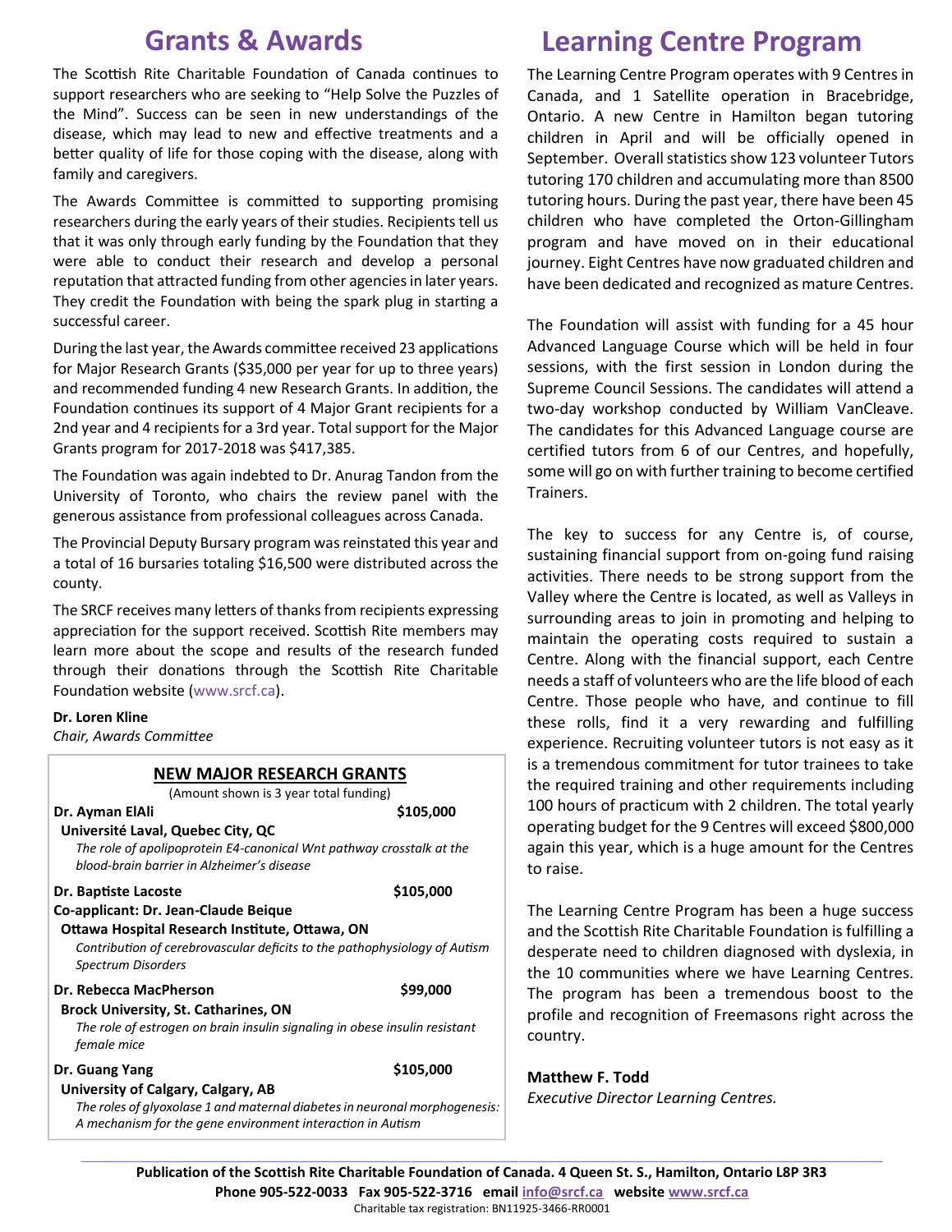# Grants & Awards

The Scottish Rite Charitable Foundation of Canada continues to support researchers who are seeking to "Help Solve the Puzzles of the Mind". Success can be seen in new understandings of the disease, which may lead to new and effective treatments and a better quality of life for those coping with the disease, along with family and caregivers.

The Awards Committee is committed to supporting promising researchers during the early years of their studies. Recipients tell us that it was only through early funding by the Foundation that they were able to conduct their research and develop a personal reputation that attracted funding from other agencies in later years. They credit the Foundation with being the spark plug in starting a successful career.

During the last year, the Awards committee received 23 applications for Major Research Grants ($35,000 per year for up to three years) and recommended funding 4 new Research Grants. In addition, the Foundation continues its support of 4 Major Grant recipients for a 2nd year and 4 recipients for a 3rd year. Total support for the Major Grants program for 2017-2018 was $417,385.

The Foundation was again indebted to Dr. Anurag Tandon from the University of Toronto, who chairs the review panel with the generous assistance from professional colleagues across Canada.

The Provincial Deputy Bursary program was reinstated this year and a total of 16 bursaries totaling $16,500 were distributed across the county.

The SRCF receives many letters of thanks from recipients expressing appreciation for the support received. Scottish Rite members may learn more about the scope and results of the research funded through their donations through the Scottish Rite Charitable Foundation website (www.srcf.ca).

**Dr. Loren Kline**
*Chair, Awards Committee*

## NEW MAJOR RESEARCH GRANTS

(Amount shown is 3 year total funding)

**Dr. Ayman ElAli** — **$105,000**
**Université Laval, Quebec City, QC**
*The role of apolipoprotein E4-canonical Wnt pathway crosstalk at the blood-brain barrier in Alzheimer's disease*

**Dr. Baptiste Lacoste** — **$105,000**
**Co-applicant: Dr. Jean-Claude Beique**
**Ottawa Hospital Research Institute, Ottawa, ON**
*Contribution of cerebrovascular deficits to the pathophysiology of Autism Spectrum Disorders*

**Dr. Rebecca MacPherson** — **$99,000**
**Brock University, St. Catharines, ON**
*The role of estrogen on brain insulin signaling in obese insulin resistant female mice*

**Dr. Guang Yang** — **$105,000**
**University of Calgary, Calgary, AB**
*The roles of glyoxolase 1 and maternal diabetes in neuronal morphogenesis: A mechanism for the gene environment interaction in Autism*

# Learning Centre Program

The Learning Centre Program operates with 9 Centres in Canada, and 1 Satellite operation in Bracebridge, Ontario. A new Centre in Hamilton began tutoring children in April and will be officially opened in September. Overall statistics show 123 volunteer Tutors tutoring 170 children and accumulating more than 8500 tutoring hours. During the past year, there have been 45 children who have completed the Orton-Gillingham program and have moved on in their educational journey. Eight Centres have now graduated children and have been dedicated and recognized as mature Centres.

The Foundation will assist with funding for a 45 hour Advanced Language Course which will be held in four sessions, with the first session in London during the Supreme Council Sessions. The candidates will attend a two-day workshop conducted by William VanCleave. The candidates for this Advanced Language course are certified tutors from 6 of our Centres, and hopefully, some will go on with further training to become certified Trainers.

The key to success for any Centre is, of course, sustaining financial support from on-going fund raising activities. There needs to be strong support from the Valley where the Centre is located, as well as Valleys in surrounding areas to join in promoting and helping to maintain the operating costs required to sustain a Centre. Along with the financial support, each Centre needs a staff of volunteers who are the life blood of each Centre. Those people who have, and continue to fill these rolls, find it a very rewarding and fulfilling experience. Recruiting volunteer tutors is not easy as it is a tremendous commitment for tutor trainees to take the required training and other requirements including 100 hours of practicum with 2 children. The total yearly operating budget for the 9 Centres will exceed $800,000 again this year, which is a huge amount for the Centres to raise.

The Learning Centre Program has been a huge success and the Scottish Rite Charitable Foundation is fulfilling a desperate need to children diagnosed with dyslexia, in the 10 communities where we have Learning Centres. The program has been a tremendous boost to the profile and recognition of Freemasons right across the country.

**Matthew F. Todd**
*Executive Director Learning Centres.*

**Publication of the Scottish Rite Charitable Foundation of Canada. 4 Queen St. S., Hamilton, Ontario L8P 3R3**
**Phone 905-522-0033 Fax 905-522-3716 email info@srcf.ca website www.srcf.ca**
Charitable tax registration: BN11925-3466-RR0001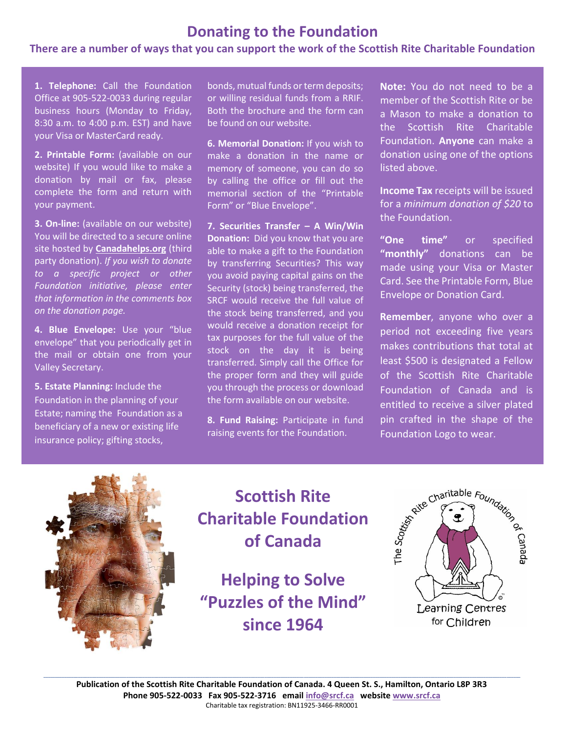# Donating to the Foundation

## There are a number of ways that you can support the work of the Scottish Rite Charitable Foundation

**1. Telephone:** Call the Foundation Office at 905-522-0033 during regular business hours (Monday to Friday, 8:30 a.m. to 4:00 p.m. EST) and have your Visa or MasterCard ready.

**2. Printable Form:** (available on our website) If you would like to make a donation by mail or fax, please complete the form and return with your payment.

**3. On-line:** (available on our website) You will be directed to a secure online site hosted by **Canadahelps.org** (third party donation). *If you wish to donate to a specific project or other Foundation initiative, please enter that information in the comments box on the donation page.*

**4. Blue Envelope:** Use your "blue envelope" that you periodically get in the mail or obtain one from your Valley Secretary.

**5. Estate Planning:** Include the Foundation in the planning of your Estate; naming the Foundation as a beneficiary of a new or existing life insurance policy; gifting stocks, bonds, mutual funds or term deposits; or willing residual funds from a RRIF. Both the brochure and the form can be found on our website.

**6. Memorial Donation:** If you wish to make a donation in the name or memory of someone, you can do so by calling the office or fill out the memorial section of the "Printable Form" or "Blue Envelope".

**7. Securities Transfer – A Win/Win Donation:** Did you know that you are able to make a gift to the Foundation by transferring Securities? This way you avoid paying capital gains on the Security (stock) being transferred, the SRCF would receive the full value of the stock being transferred, and you would receive a donation receipt for tax purposes for the full value of the stock on the day it is being transferred. Simply call the Office for the proper form and they will guide you through the process or download the form available on our website.

**8. Fund Raising:** Participate in fund raising events for the Foundation.

**Note:** You do not need to be a member of the Scottish Rite or be a Mason to make a donation to the Scottish Rite Charitable Foundation. **Anyone** can make a donation using one of the options listed above.

**Income Tax** receipts will be issued for a *minimum donation of $20* to the Foundation.

**"One time"** or specified **"monthly"** donations can be made using your Visa or Master Card. See the Printable Form, Blue Envelope or Donation Card.

**Remember**, anyone who over a period not exceeding five years makes contributions that total at least $500 is designated a Fellow of the Scottish Rite Charitable Foundation of Canada and is entitled to receive a silver plated pin crafted in the shape of the Foundation Logo to wear.

## Scottish Rite Charitable Foundation of Canada

## Helping to Solve "Puzzles of the Mind" since 1964

The Scottish Rite Charitable Foundation of Canada

Learning Centres for Children

**Publication of the Scottish Rite Charitable Foundation of Canada. 4 Queen St. S., Hamilton, Ontario L8P 3R3**
**Phone 905-522-0033 Fax 905-522-3716 email info@srcf.ca website www.srcf.ca**
Charitable tax registration: BN11925-3466-RR0001